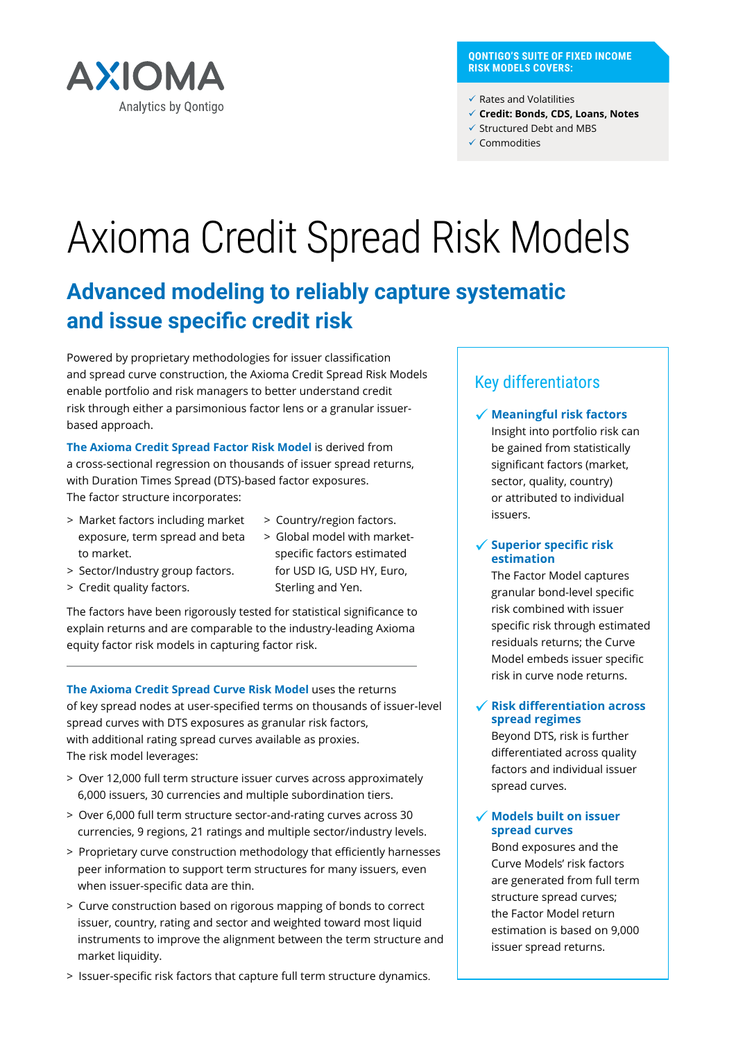AXIOMA
Analytics by Qontigo

**QONTIGO'S SUITE OF FIXED INCOME RISK MODELS COVERS:**

- ✓ Rates and Volatilities
- ✓ **Credit: Bonds, CDS, Loans, Notes**
- ✓ Structured Debt and MBS
- ✓ Commodities

# Axioma Credit Spread Risk Models

## Advanced modeling to reliably capture systematic and issue specific credit risk

Powered by proprietary methodologies for issuer classification and spread curve construction, the Axioma Credit Spread Risk Models enable portfolio and risk managers to better understand credit risk through either a parsimonious factor lens or a granular issuer-based approach.

**The Axioma Credit Spread Factor Risk Model** is derived from a cross-sectional regression on thousands of issuer spread returns, with Duration Times Spread (DTS)-based factor exposures. The factor structure incorporates:

- Market factors including market exposure, term spread and beta to market.
- Sector/Industry group factors.
- Credit quality factors.
- Country/region factors.
- Global model with market-specific factors estimated for USD IG, USD HY, Euro, Sterling and Yen.

The factors have been rigorously tested for statistical significance to explain returns and are comparable to the industry-leading Axioma equity factor risk models in capturing factor risk.

---

**The Axioma Credit Spread Curve Risk Model** uses the returns of key spread nodes at user-specified terms on thousands of issuer-level spread curves with DTS exposures as granular risk factors, with additional rating spread curves available as proxies. The risk model leverages:

- Over 12,000 full term structure issuer curves across approximately 6,000 issuers, 30 currencies and multiple subordination tiers.
- Over 6,000 full term structure sector-and-rating curves across 30 currencies, 9 regions, 21 ratings and multiple sector/industry levels.
- Proprietary curve construction methodology that efficiently harnesses peer information to support term structures for many issuers, even when issuer-specific data are thin.
- Curve construction based on rigorous mapping of bonds to correct issuer, country, rating and sector and weighted toward most liquid instruments to improve the alignment between the term structure and market liquidity.
- Issuer-specific risk factors that capture full term structure dynamics.

### Key differentiators

✓ **Meaningful risk factors**
Insight into portfolio risk can be gained from statistically significant factors (market, sector, quality, country) or attributed to individual issuers.

✓ **Superior specific risk estimation**
The Factor Model captures granular bond-level specific risk combined with issuer specific risk through estimated residuals returns; the Curve Model embeds issuer specific risk in curve node returns.

✓ **Risk differentiation across spread regimes**
Beyond DTS, risk is further differentiated across quality factors and individual issuer spread curves.

✓ **Models built on issuer spread curves**
Bond exposures and the Curve Models' risk factors are generated from full term structure spread curves; the Factor Model return estimation is based on 9,000 issuer spread returns.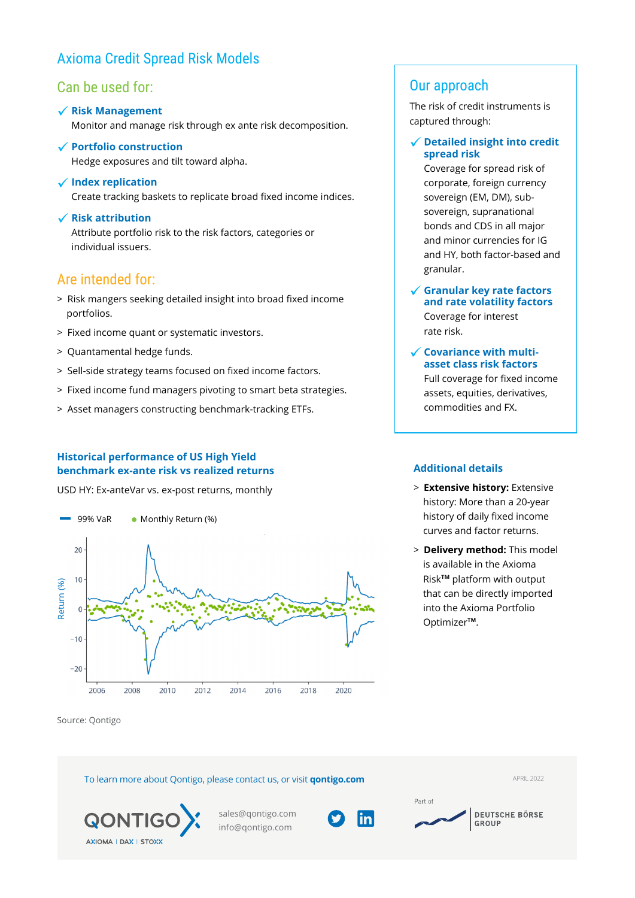# Axioma Credit Spread Risk Models

## Can be used for:

✓ **Risk Management**
Monitor and manage risk through ex ante risk decomposition.

✓ **Portfolio construction**
Hedge exposures and tilt toward alpha.

✓ **Index replication**
Create tracking baskets to replicate broad fixed income indices.

✓ **Risk attribution**
Attribute portfolio risk to the risk factors, categories or individual issuers.

## Are intended for:

> Risk mangers seeking detailed insight into broad fixed income portfolios.

> Fixed income quant or systematic investors.

> Quantamental hedge funds.

> Sell-side strategy teams focused on fixed income factors.

> Fixed income fund managers pivoting to smart beta strategies.

> Asset managers constructing benchmark-tracking ETFs.

## Our approach

The risk of credit instruments is captured through:

✓ **Detailed insight into credit spread risk**
Coverage for spread risk of corporate, foreign currency sovereign (EM, DM), sub-sovereign, supranational bonds and CDS in all major and minor currencies for IG and HY, both factor-based and granular.

✓ **Granular key rate factors and rate volatility factors**
Coverage for interest rate risk.

✓ **Covariance with multi-asset class risk factors**
Full coverage for fixed income assets, equities, derivatives, commodities and FX.

### Historical performance of US High Yield benchmark ex-ante risk vs realized returns

USD HY: Ex-anteVar vs. ex-post returns, monthly

99% VaR
Monthly Return (%)

Return (%)
20
10
0
−10
−20
2006 2008 2010 2012 2014 2016 2018 2020

Source: Qontigo

### Additional details

> **Extensive history:** Extensive history: More than a 20-year history of daily fixed income curves and factor returns.

> **Delivery method:** This model is available in the Axioma Risk™ platform with output that can be directly imported into the Axioma Portfolio Optimizer™.

To learn more about Qontigo, please contact us, or visit **qontigo.com**

APRIL 2022

QONTIGO
AXIOMA | DAX | STOXX

sales@qontigo.com
info@qontigo.com

Part of
DEUTSCHE BÖRSE GROUP